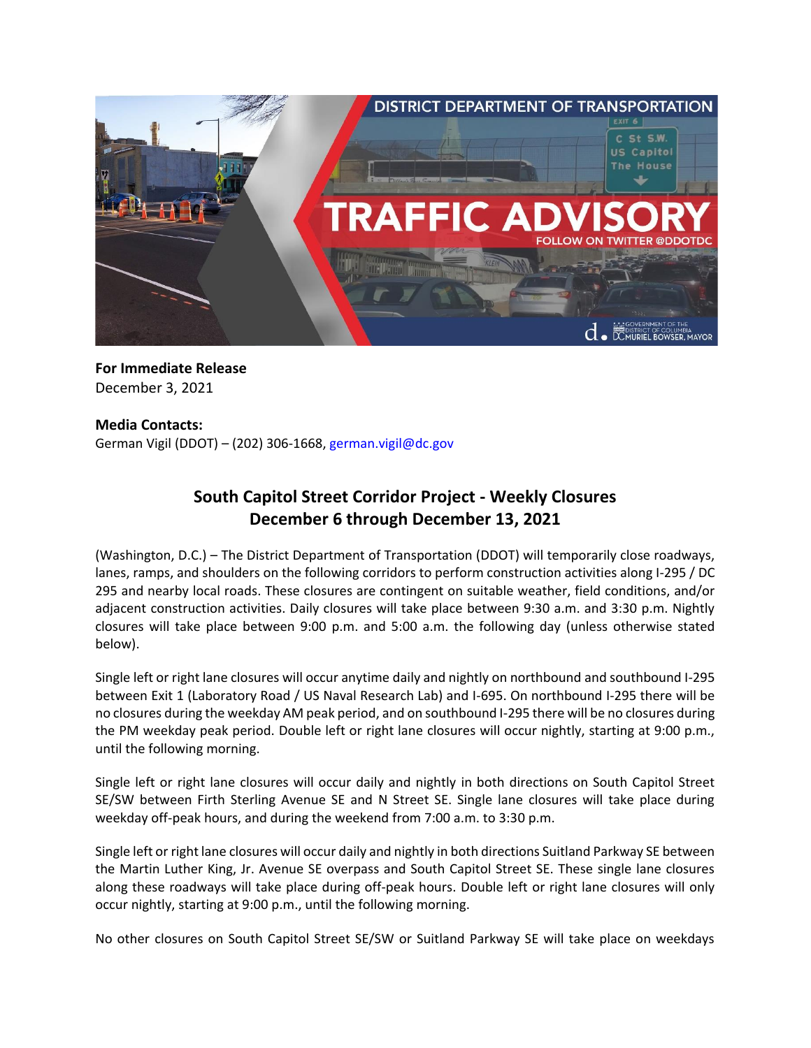**For Immediate Release**
December 3, 2021

**Media Contacts:**
German Vigil (DDOT) – (202) 306-1668, german.vigil@dc.gov

## South Capitol Street Corridor Project - Weekly Closures December 6 through December 13, 2021

(Washington, D.C.) – The District Department of Transportation (DDOT) will temporarily close roadways, lanes, ramps, and shoulders on the following corridors to perform construction activities along I-295 / DC 295 and nearby local roads. These closures are contingent on suitable weather, field conditions, and/or adjacent construction activities. Daily closures will take place between 9:30 a.m. and 3:30 p.m. Nightly closures will take place between 9:00 p.m. and 5:00 a.m. the following day (unless otherwise stated below).

Single left or right lane closures will occur anytime daily and nightly on northbound and southbound I-295 between Exit 1 (Laboratory Road / US Naval Research Lab) and I-695. On northbound I-295 there will be no closures during the weekday AM peak period, and on southbound I-295 there will be no closures during the PM weekday peak period. Double left or right lane closures will occur nightly, starting at 9:00 p.m., until the following morning.

Single left or right lane closures will occur daily and nightly in both directions on South Capitol Street SE/SW between Firth Sterling Avenue SE and N Street SE. Single lane closures will take place during weekday off-peak hours, and during the weekend from 7:00 a.m. to 3:30 p.m.

Single left or right lane closures will occur daily and nightly in both directions Suitland Parkway SE between the Martin Luther King, Jr. Avenue SE overpass and South Capitol Street SE. These single lane closures along these roadways will take place during off-peak hours. Double left or right lane closures will only occur nightly, starting at 9:00 p.m., until the following morning.

No other closures on South Capitol Street SE/SW or Suitland Parkway SE will take place on weekdays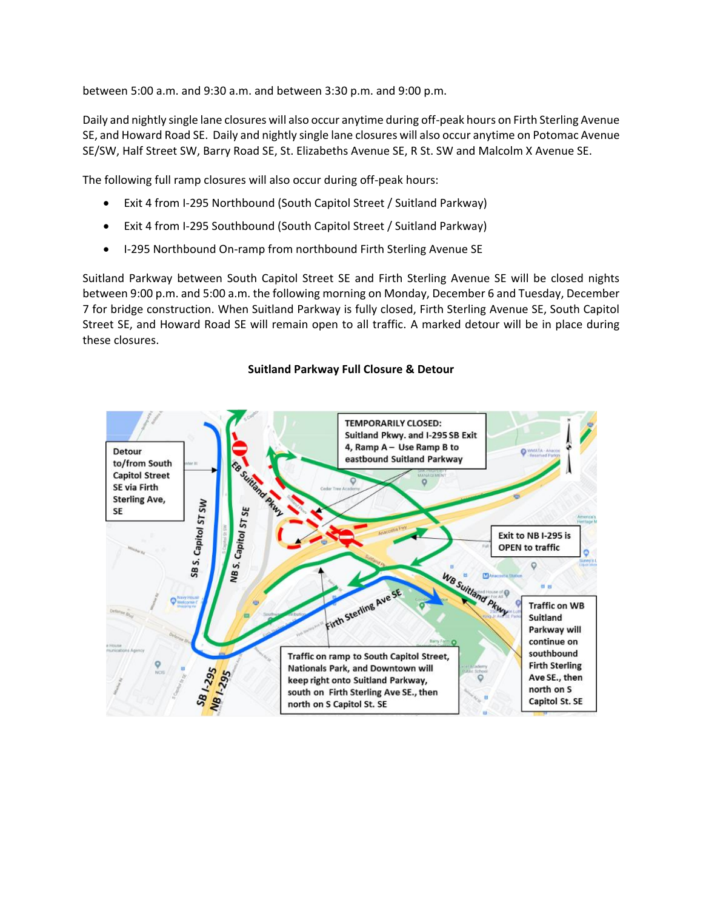between 5:00 a.m. and 9:30 a.m. and between 3:30 p.m. and 9:00 p.m.

Daily and nightly single lane closures will also occur anytime during off-peak hours on Firth Sterling Avenue SE, and Howard Road SE. Daily and nightly single lane closures will also occur anytime on Potomac Avenue SE/SW, Half Street SW, Barry Road SE, St. Elizabeths Avenue SE, R St. SW and Malcolm X Avenue SE.

The following full ramp closures will also occur during off-peak hours:

- Exit 4 from I-295 Northbound (South Capitol Street / Suitland Parkway)
- Exit 4 from I-295 Southbound (South Capitol Street / Suitland Parkway)
- I-295 Northbound On-ramp from northbound Firth Sterling Avenue SE

Suitland Parkway between South Capitol Street SE and Firth Sterling Avenue SE will be closed nights between 9:00 p.m. and 5:00 a.m. the following morning on Monday, December 6 and Tuesday, December 7 for bridge construction. When Suitland Parkway is fully closed, Firth Sterling Avenue SE, South Capitol Street SE, and Howard Road SE will remain open to all traffic. A marked detour will be in place during these closures.

**Suitland Parkway Full Closure & Detour**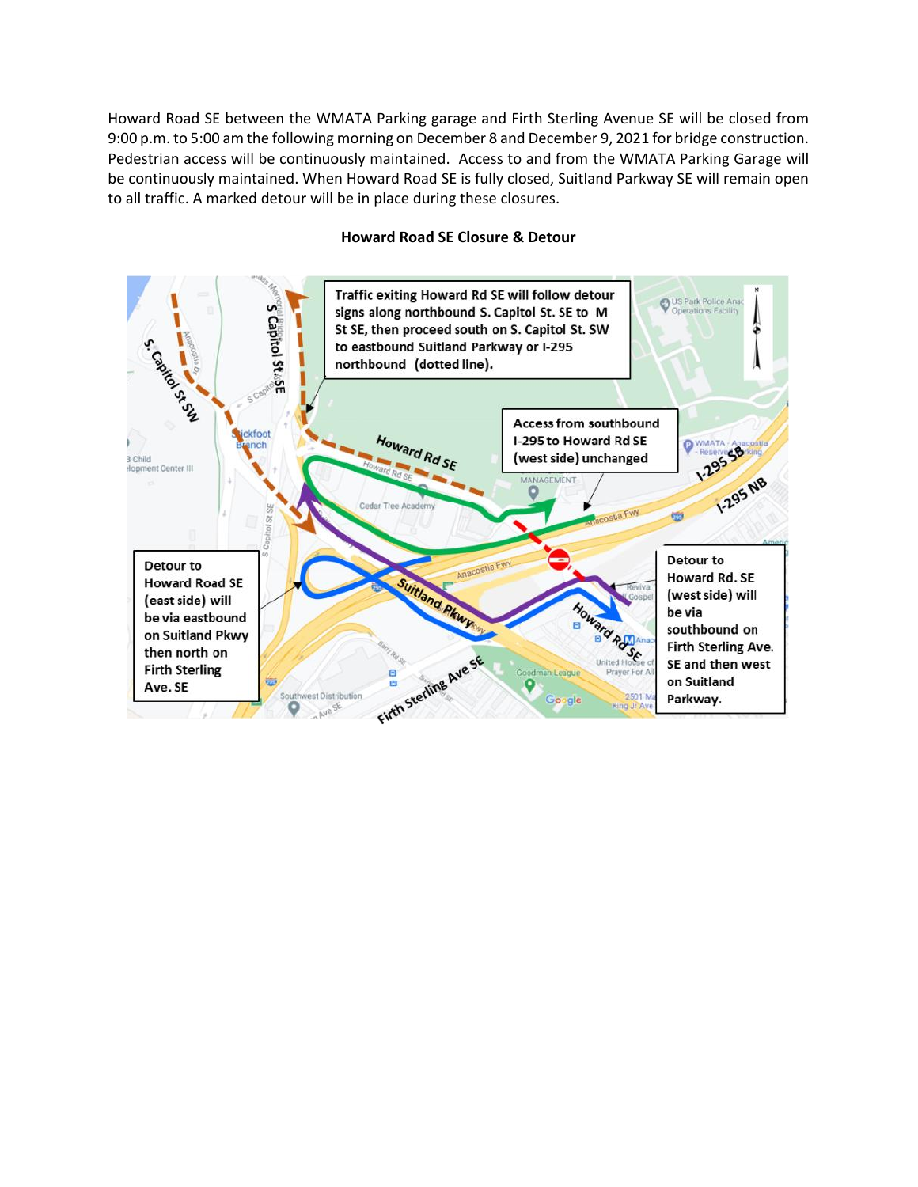Howard Road SE between the WMATA Parking garage and Firth Sterling Avenue SE will be closed from 9:00 p.m. to 5:00 am the following morning on December 8 and December 9, 2021 for bridge construction. Pedestrian access will be continuously maintained. Access to and from the WMATA Parking Garage will be continuously maintained. When Howard Road SE is fully closed, Suitland Parkway SE will remain open to all traffic. A marked detour will be in place during these closures.

**Howard Road SE Closure & Detour**

Traffic exiting Howard Rd SE will follow detour signs along northbound S. Capitol St. SE to M St SE, then proceed south on S. Capitol St. SW to eastbound Suitland Parkway or I-295 northbound (dotted line).

Access from southbound I-295 to Howard Rd SE (west side) unchanged

Detour to Howard Road SE (east side) will be via eastbound on Suitland Pkwy then north on Firth Sterling Ave. SE

Detour to Howard Rd. SE (west side) will be via southbound on Firth Sterling Ave. SE and then west on Suitland Parkway.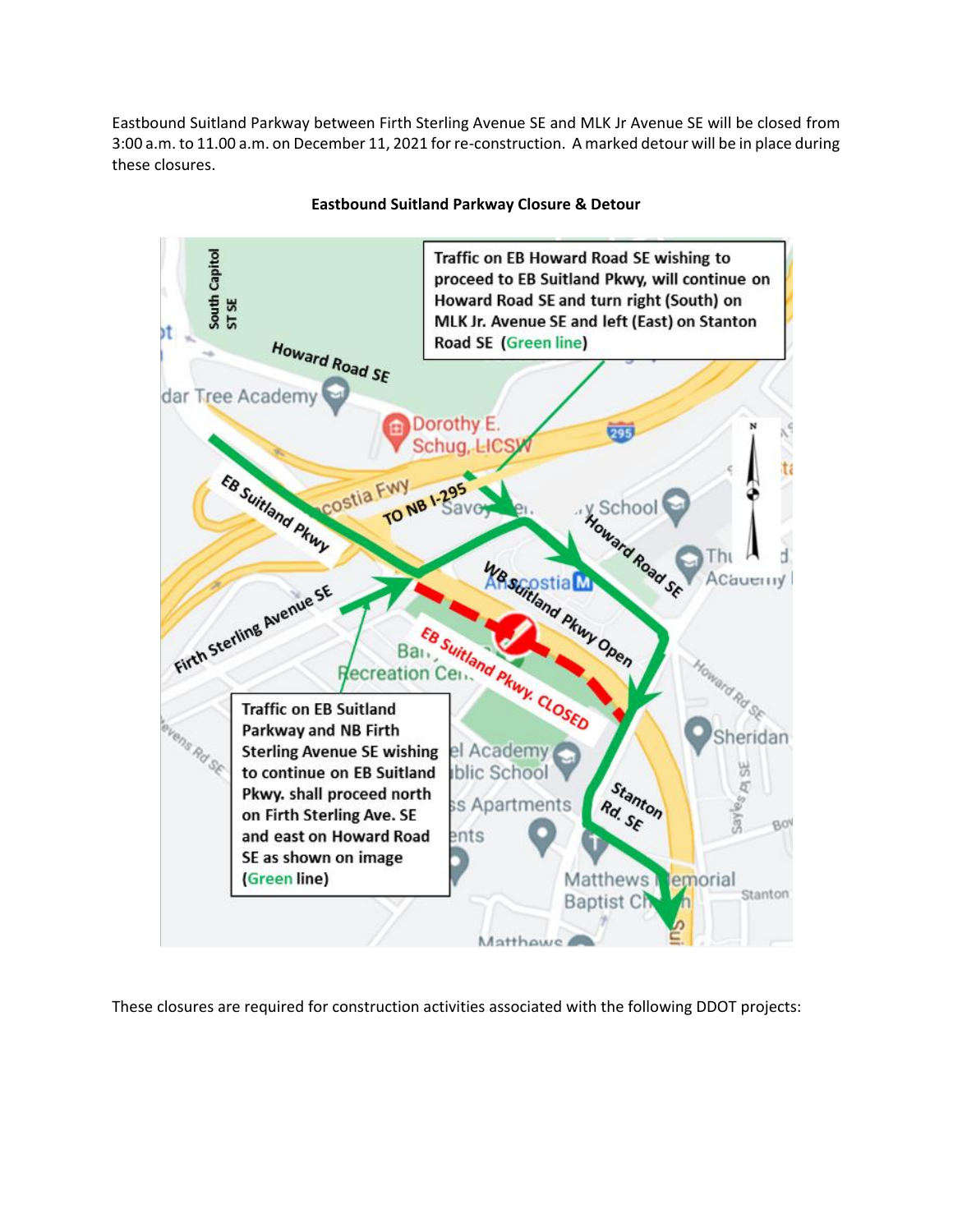Eastbound Suitland Parkway between Firth Sterling Avenue SE and MLK Jr Avenue SE will be closed from 3:00 a.m. to 11.00 a.m. on December 11, 2021 for re-construction. A marked detour will be in place during these closures.

**Eastbound Suitland Parkway Closure & Detour**

Traffic on EB Howard Road SE wishing to proceed to EB Suitland Pkwy, will continue on Howard Road SE and turn right (South) on MLK Jr. Avenue SE and left (East) on Stanton Road SE (Green line)

Traffic on EB Suitland Parkway and NB Firth Sterling Avenue SE wishing to continue on EB Suitland Pkwy. shall proceed north on Firth Sterling Ave. SE and east on Howard Road SE as shown on image (Green line)

These closures are required for construction activities associated with the following DDOT projects: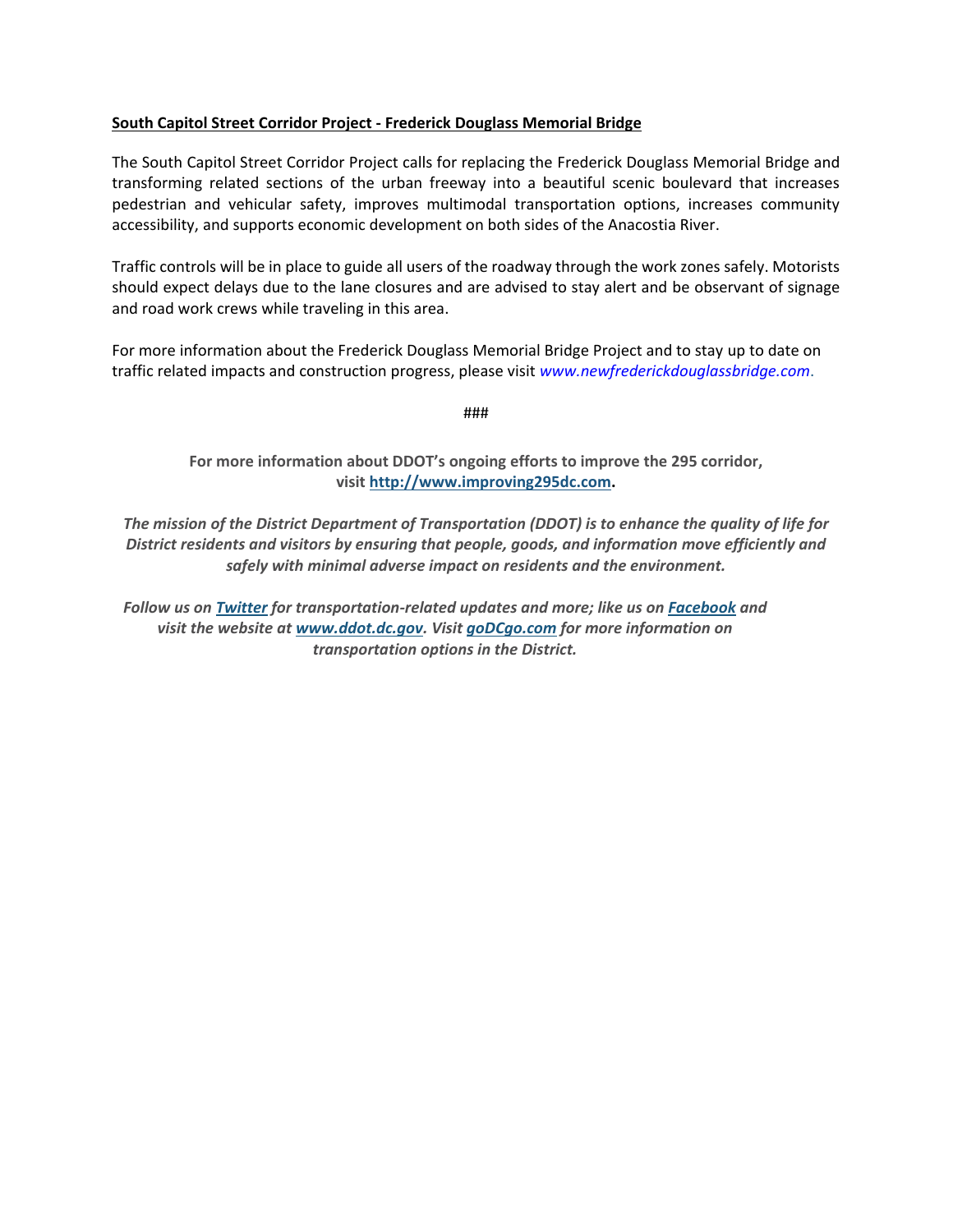**South Capitol Street Corridor Project - Frederick Douglass Memorial Bridge**

The South Capitol Street Corridor Project calls for replacing the Frederick Douglass Memorial Bridge and transforming related sections of the urban freeway into a beautiful scenic boulevard that increases pedestrian and vehicular safety, improves multimodal transportation options, increases community accessibility, and supports economic development on both sides of the Anacostia River.

Traffic controls will be in place to guide all users of the roadway through the work zones safely. Motorists should expect delays due to the lane closures and are advised to stay alert and be observant of signage and road work crews while traveling in this area.

For more information about the Frederick Douglass Memorial Bridge Project and to stay up to date on traffic related impacts and construction progress, please visit *www.newfrederickdouglassbridge.com*.

###

**For more information about DDOT's ongoing efforts to improve the 295 corridor, visit http://www.improving295dc.com.**

***The mission of the District Department of Transportation (DDOT) is to enhance the quality of life for District residents and visitors by ensuring that people, goods, and information move efficiently and safely with minimal adverse impact on residents and the environment.***

***Follow us on Twitter for transportation-related updates and more; like us on Facebook and visit the website at www.ddot.dc.gov. Visit goDCgo.com for more information on transportation options in the District.***